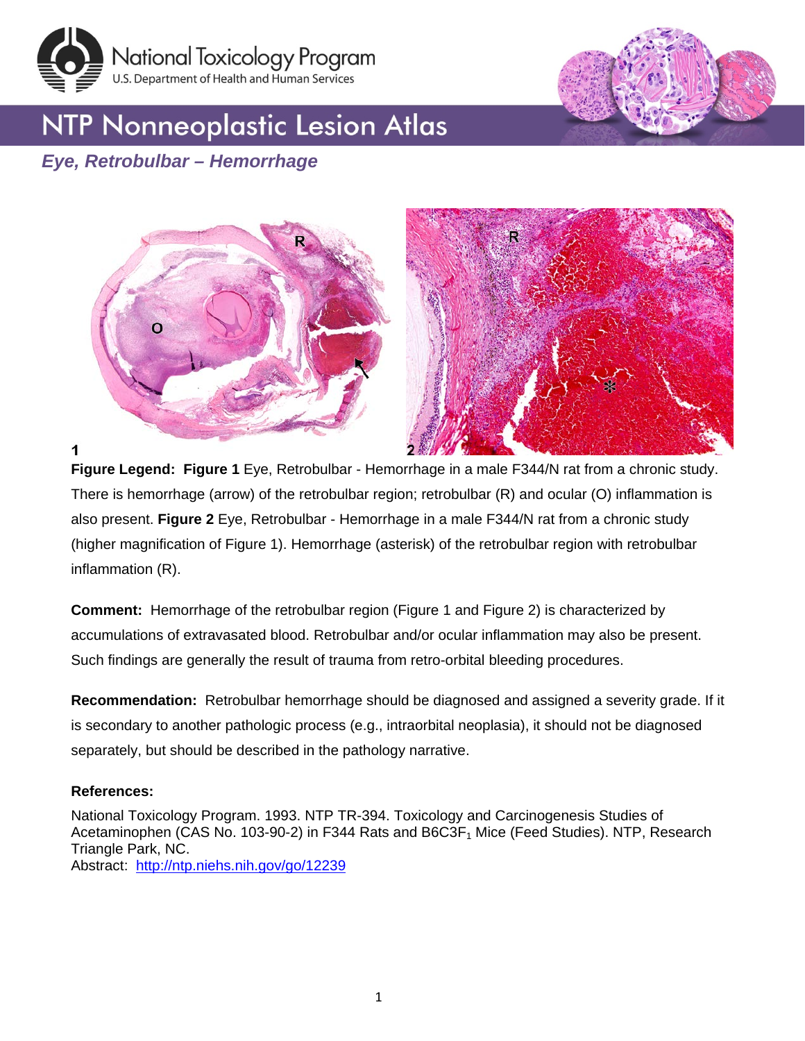# NTP Nonneoplastic Lesion Atlas

## *Eye, Retrobulbar – Hemorrhage*

**Figure Legend: Figure 1** Eye, Retrobulbar - Hemorrhage in a male F344/N rat from a chronic study. There is hemorrhage (arrow) of the retrobulbar region; retrobulbar (R) and ocular (O) inflammation is also present. **Figure 2** Eye, Retrobulbar - Hemorrhage in a male F344/N rat from a chronic study (higher magnification of Figure 1). Hemorrhage (asterisk) of the retrobulbar region with retrobulbar inflammation (R).

**Comment:** Hemorrhage of the retrobulbar region (Figure 1 and Figure 2) is characterized by accumulations of extravasated blood. Retrobulbar and/or ocular inflammation may also be present. Such findings are generally the result of trauma from retro-orbital bleeding procedures.

**Recommendation:** Retrobulbar hemorrhage should be diagnosed and assigned a severity grade. If it is secondary to another pathologic process (e.g., intraorbital neoplasia), it should not be diagnosed separately, but should be described in the pathology narrative.

**References:**

National Toxicology Program. 1993. NTP TR-394. Toxicology and Carcinogenesis Studies of Acetaminophen (CAS No. 103-90-2) in F344 Rats and $B6C3F_1$ Mice (Feed Studies). NTP, Research Triangle Park, NC.
Abstract: http://ntp.niehs.nih.gov/go/12239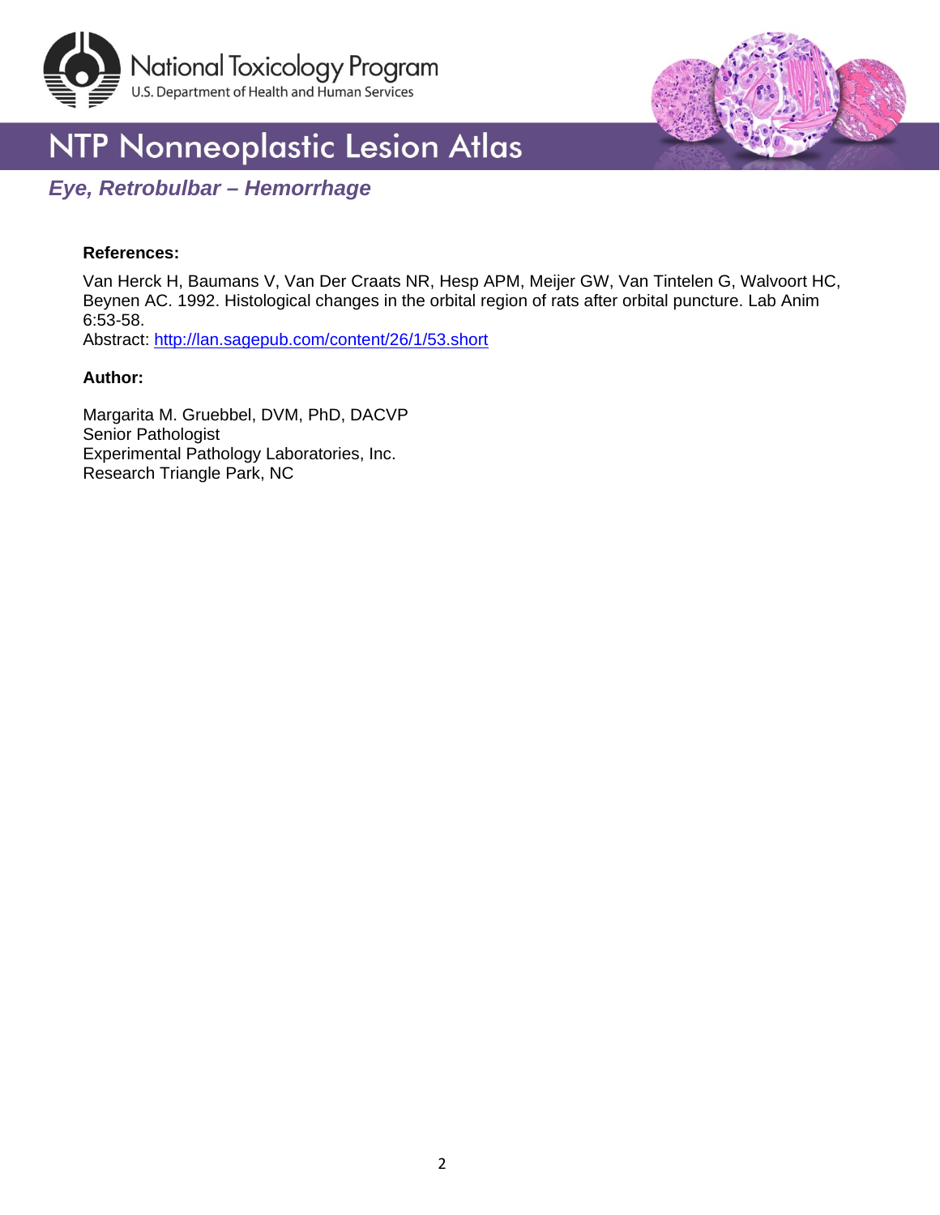*Eye, Retrobulbar – Hemorrhage*

**References:**

Van Herck H, Baumans V, Van Der Craats NR, Hesp APM, Meijer GW, Van Tintelen G, Walvoort HC, Beynen AC. 1992. Histological changes in the orbital region of rats after orbital puncture. Lab Anim 6:53-58.
Abstract: http://lan.sagepub.com/content/26/1/53.short

**Author:**

Margarita M. Gruebbel, DVM, PhD, DACVP
Senior Pathologist
Experimental Pathology Laboratories, Inc.
Research Triangle Park, NC